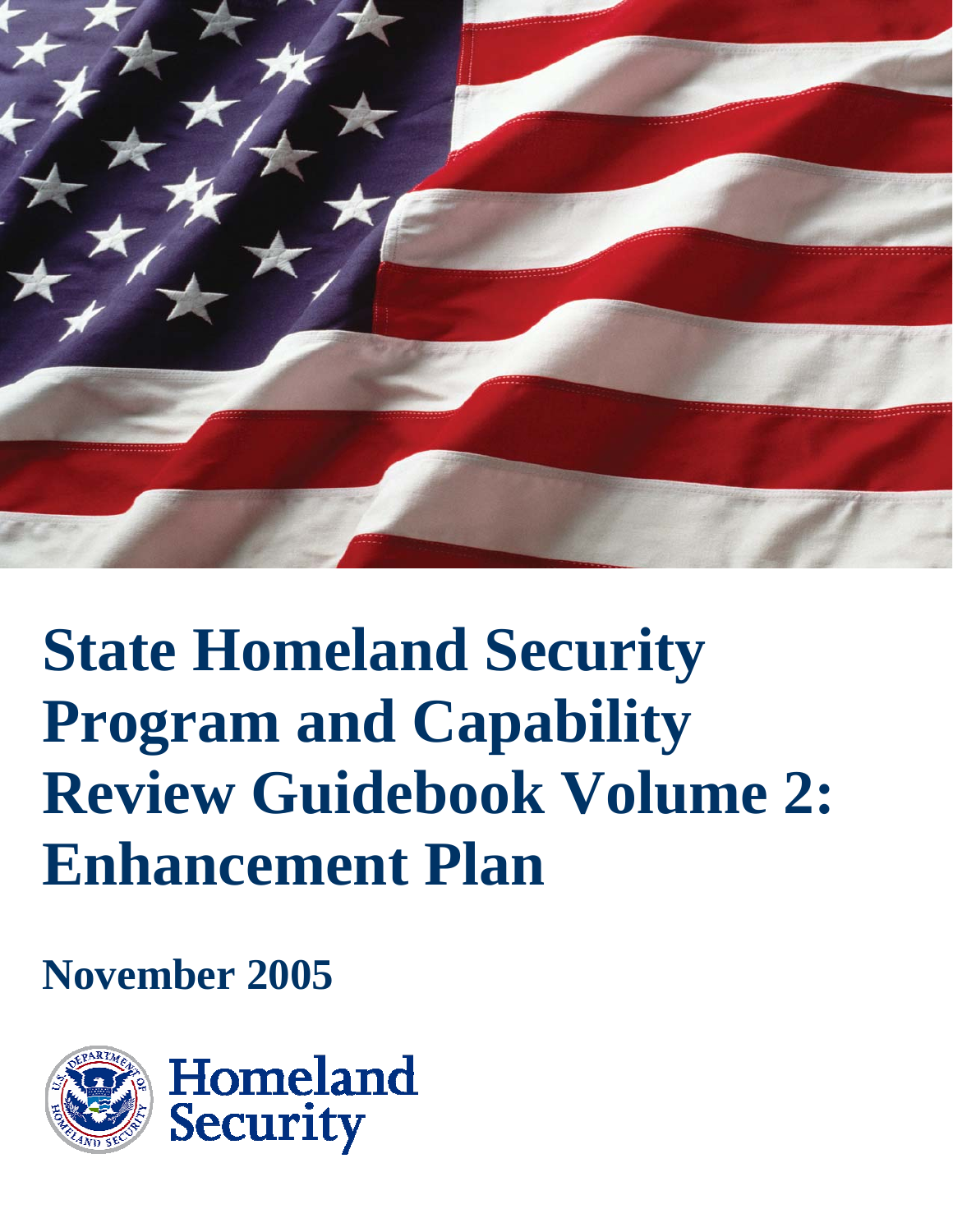# State Homeland Security Program and Capability Review Guidebook Volume 2: Enhancement Plan

**November 2005**

Homeland Security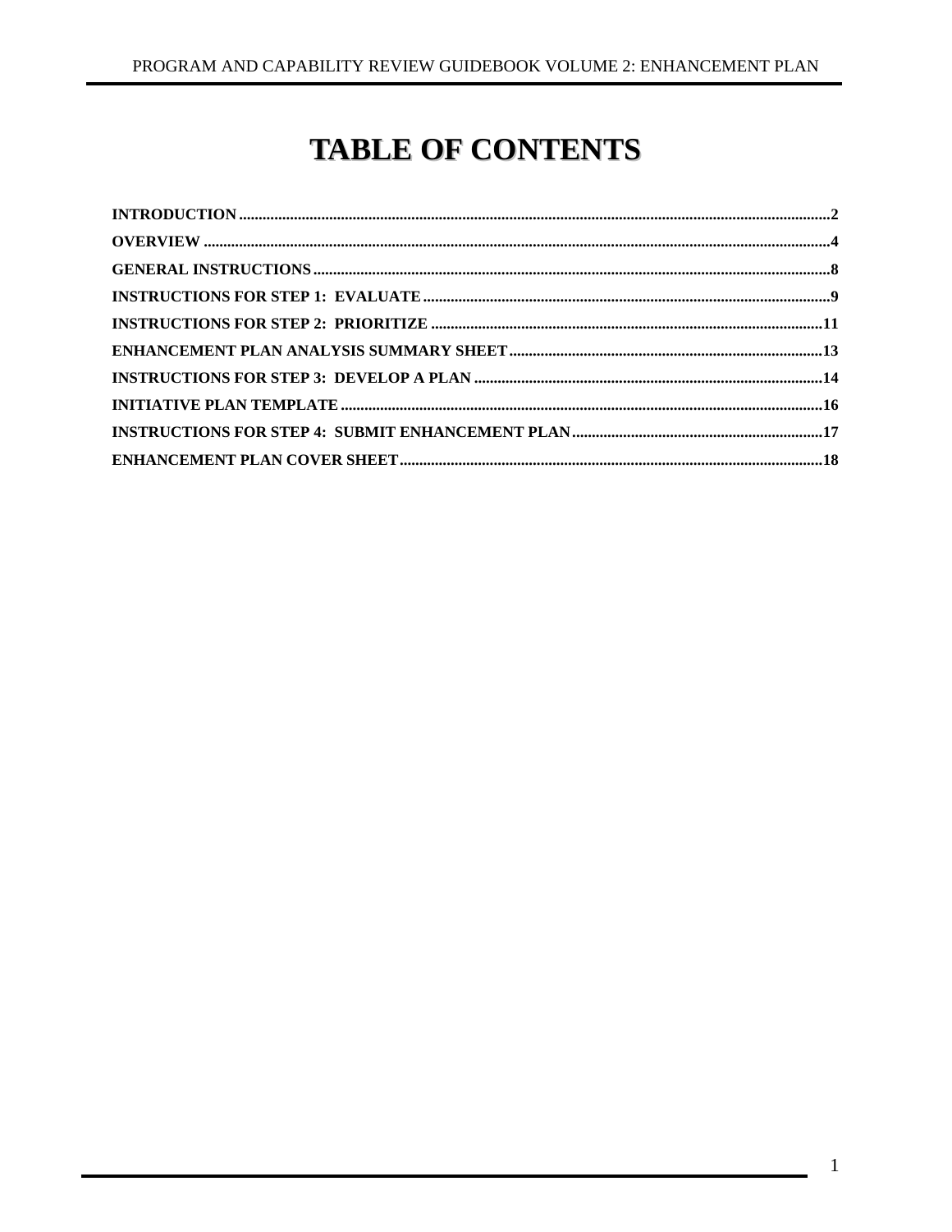# TABLE OF CONTENTS

**INTRODUCTION** ..... 2

**OVERVIEW** ..... 4

**GENERAL INSTRUCTIONS** ..... 8

**INSTRUCTIONS FOR STEP 1: EVALUATE** ..... 9

**INSTRUCTIONS FOR STEP 2: PRIORITIZE** ..... 11

**ENHANCEMENT PLAN ANALYSIS SUMMARY SHEET** ..... 13

**INSTRUCTIONS FOR STEP 3: DEVELOP A PLAN** ..... 14

**INITIATIVE PLAN TEMPLATE** ..... 16

**INSTRUCTIONS FOR STEP 4: SUBMIT ENHANCEMENT PLAN** ..... 17

**ENHANCEMENT PLAN COVER SHEET** ..... 18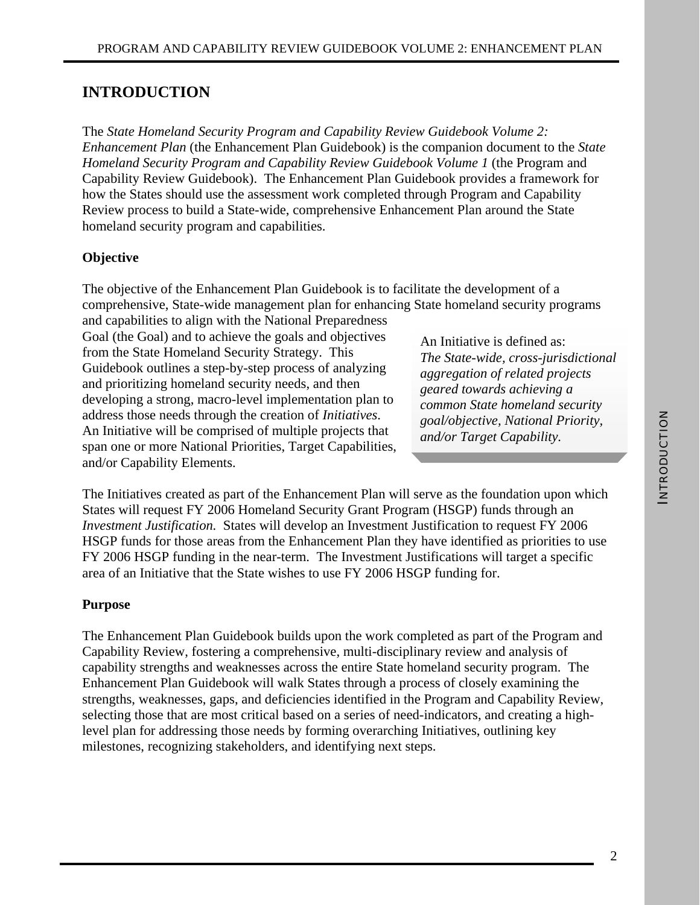# INTRODUCTION

The *State Homeland Security Program and Capability Review Guidebook Volume 2: Enhancement Plan* (the Enhancement Plan Guidebook) is the companion document to the *State Homeland Security Program and Capability Review Guidebook Volume 1* (the Program and Capability Review Guidebook). The Enhancement Plan Guidebook provides a framework for how the States should use the assessment work completed through Program and Capability Review process to build a State-wide, comprehensive Enhancement Plan around the State homeland security program and capabilities.

## Objective

The objective of the Enhancement Plan Guidebook is to facilitate the development of a comprehensive, State-wide management plan for enhancing State homeland security programs and capabilities to align with the National Preparedness Goal (the Goal) and to achieve the goals and objectives from the State Homeland Security Strategy. This Guidebook outlines a step-by-step process of analyzing and prioritizing homeland security needs, and then developing a strong, macro-level implementation plan to address those needs through the creation of *Initiatives*. An Initiative will be comprised of multiple projects that span one or more National Priorities, Target Capabilities, and/or Capability Elements.

An Initiative is defined as:
*The State-wide, cross-jurisdictional aggregation of related projects geared towards achieving a common State homeland security goal/objective, National Priority, and/or Target Capability.*

The Initiatives created as part of the Enhancement Plan will serve as the foundation upon which States will request FY 2006 Homeland Security Grant Program (HSGP) funds through an *Investment Justification.* States will develop an Investment Justification to request FY 2006 HSGP funds for those areas from the Enhancement Plan they have identified as priorities to use FY 2006 HSGP funding in the near-term. The Investment Justifications will target a specific area of an Initiative that the State wishes to use FY 2006 HSGP funding for.

## Purpose

The Enhancement Plan Guidebook builds upon the work completed as part of the Program and Capability Review, fostering a comprehensive, multi-disciplinary review and analysis of capability strengths and weaknesses across the entire State homeland security program. The Enhancement Plan Guidebook will walk States through a process of closely examining the strengths, weaknesses, gaps, and deficiencies identified in the Program and Capability Review, selecting those that are most critical based on a series of need-indicators, and creating a high-level plan for addressing those needs by forming overarching Initiatives, outlining key milestones, recognizing stakeholders, and identifying next steps.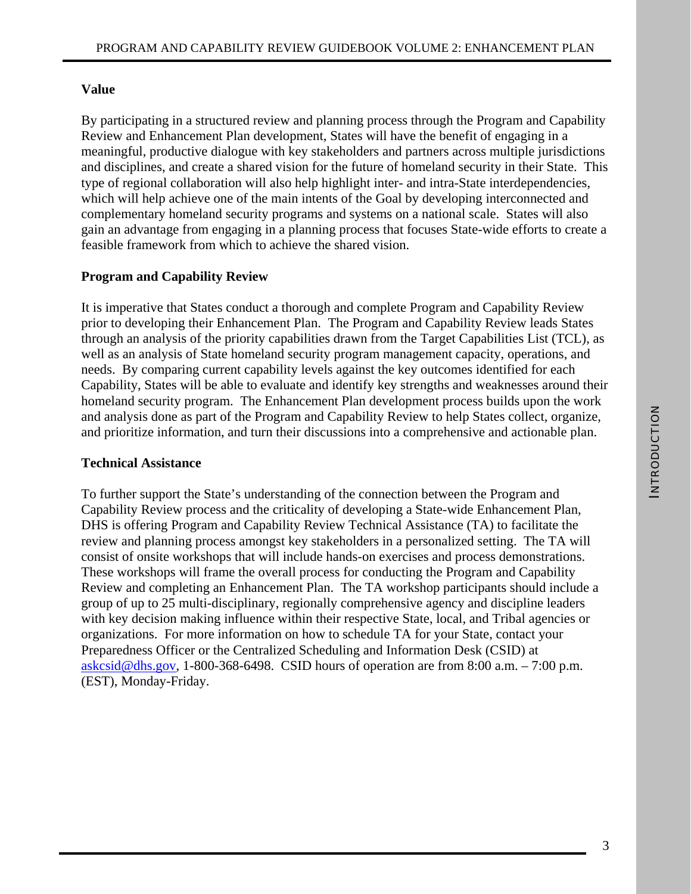### Value

By participating in a structured review and planning process through the Program and Capability Review and Enhancement Plan development, States will have the benefit of engaging in a meaningful, productive dialogue with key stakeholders and partners across multiple jurisdictions and disciplines, and create a shared vision for the future of homeland security in their State. This type of regional collaboration will also help highlight inter- and intra-State interdependencies, which will help achieve one of the main intents of the Goal by developing interconnected and complementary homeland security programs and systems on a national scale. States will also gain an advantage from engaging in a planning process that focuses State-wide efforts to create a feasible framework from which to achieve the shared vision.

### Program and Capability Review

It is imperative that States conduct a thorough and complete Program and Capability Review prior to developing their Enhancement Plan. The Program and Capability Review leads States through an analysis of the priority capabilities drawn from the Target Capabilities List (TCL), as well as an analysis of State homeland security program management capacity, operations, and needs. By comparing current capability levels against the key outcomes identified for each Capability, States will be able to evaluate and identify key strengths and weaknesses around their homeland security program. The Enhancement Plan development process builds upon the work and analysis done as part of the Program and Capability Review to help States collect, organize, and prioritize information, and turn their discussions into a comprehensive and actionable plan.

### Technical Assistance

To further support the State's understanding of the connection between the Program and Capability Review process and the criticality of developing a State-wide Enhancement Plan, DHS is offering Program and Capability Review Technical Assistance (TA) to facilitate the review and planning process amongst key stakeholders in a personalized setting. The TA will consist of onsite workshops that will include hands-on exercises and process demonstrations. These workshops will frame the overall process for conducting the Program and Capability Review and completing an Enhancement Plan. The TA workshop participants should include a group of up to 25 multi-disciplinary, regionally comprehensive agency and discipline leaders with key decision making influence within their respective State, local, and Tribal agencies or organizations. For more information on how to schedule TA for your State, contact your Preparedness Officer or the Centralized Scheduling and Information Desk (CSID) at askcsid@dhs.gov, 1-800-368-6498. CSID hours of operation are from 8:00 a.m. – 7:00 p.m. (EST), Monday-Friday.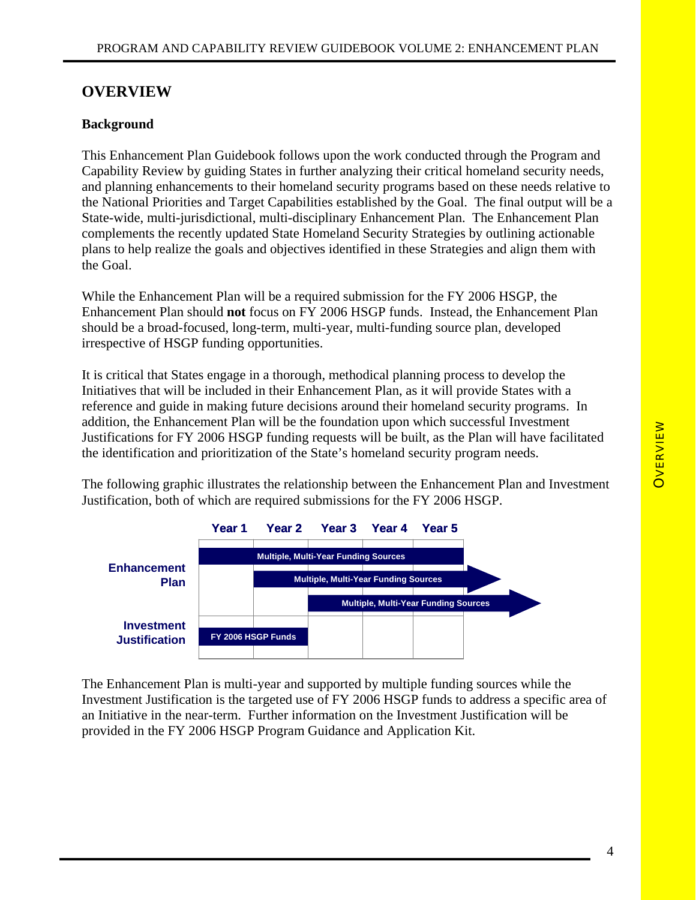# OVERVIEW

## Background

This Enhancement Plan Guidebook follows upon the work conducted through the Program and Capability Review by guiding States in further analyzing their critical homeland security needs, and planning enhancements to their homeland security programs based on these needs relative to the National Priorities and Target Capabilities established by the Goal. The final output will be a State-wide, multi-jurisdictional, multi-disciplinary Enhancement Plan. The Enhancement Plan complements the recently updated State Homeland Security Strategies by outlining actionable plans to help realize the goals and objectives identified in these Strategies and align them with the Goal.

While the Enhancement Plan will be a required submission for the FY 2006 HSGP, the Enhancement Plan should **not** focus on FY 2006 HSGP funds. Instead, the Enhancement Plan should be a broad-focused, long-term, multi-year, multi-funding source plan, developed irrespective of HSGP funding opportunities.

It is critical that States engage in a thorough, methodical planning process to develop the Initiatives that will be included in their Enhancement Plan, as it will provide States with a reference and guide in making future decisions around their homeland security programs. In addition, the Enhancement Plan will be the foundation upon which successful Investment Justifications for FY 2006 HSGP funding requests will be built, as the Plan will have facilitated the identification and prioritization of the State's homeland security program needs.

The following graphic illustrates the relationship between the Enhancement Plan and Investment Justification, both of which are required submissions for the FY 2006 HSGP.

| | Year 1 | Year 2 | Year 3 | Year 4 | Year 5 | |
|---|---|---|---|---|---|---|
| **Enhancement Plan** | Multiple, Multi-Year Funding Sources | | | | | |
| | | Multiple, Multi-Year Funding Sources | | | | → |
| | | | Multiple, Multi-Year Funding Sources | | | → |
| **Investment Justification** | FY 2006 HSGP Funds | | | | | |

The Enhancement Plan is multi-year and supported by multiple funding sources while the Investment Justification is the targeted use of FY 2006 HSGP funds to address a specific area of an Initiative in the near-term. Further information on the Investment Justification will be provided in the FY 2006 HSGP Program Guidance and Application Kit.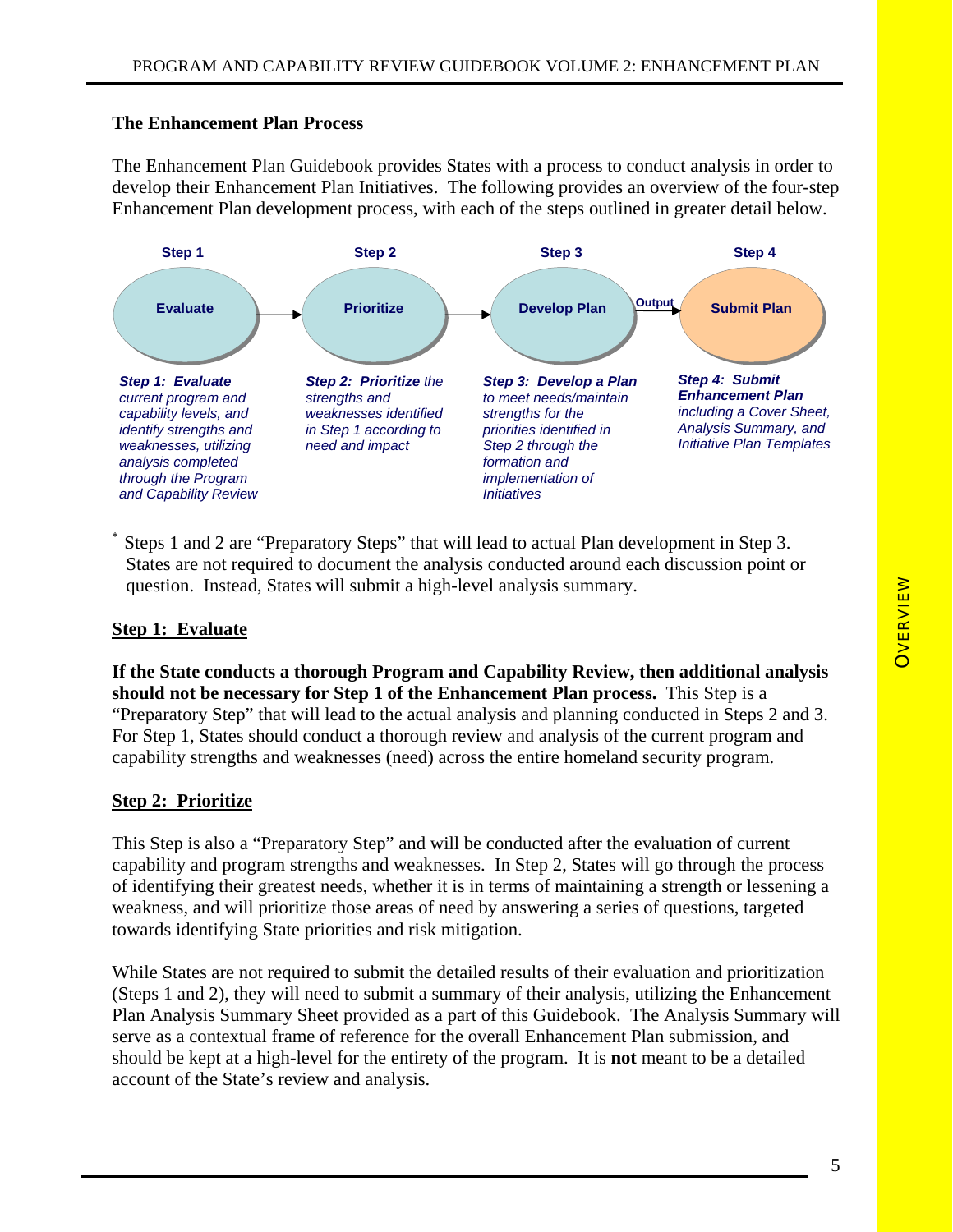## The Enhancement Plan Process

The Enhancement Plan Guidebook provides States with a process to conduct analysis in order to develop their Enhancement Plan Initiatives. The following provides an overview of the four-step Enhancement Plan development process, with each of the steps outlined in greater detail below.

| Step 1 | Step 2 | Step 3 | Step 4 |
|---|---|---|---|
| Evaluate | Prioritize | Develop Plan | Submit Plan |
| ***Step 1: Evaluate*** *current program and capability levels, and identify strengths and weaknesses, utilizing analysis completed through the Program and Capability Review* | ***Step 2: Prioritize*** *the strengths and weaknesses identified in Step 1 according to need and impact* | ***Step 3: Develop a Plan*** *to meet needs/maintain strengths for the priorities identified in Step 2 through the formation and implementation of Initiatives* | ***Step 4: Submit Enhancement Plan*** *including a Cover Sheet, Analysis Summary, and Initiative Plan Templates* |

Evaluate → Prioritize → Develop Plan → (Output) → Submit Plan

* Steps 1 and 2 are "Preparatory Steps" that will lead to actual Plan development in Step 3. States are not required to document the analysis conducted around each discussion point or question. Instead, States will submit a high-level analysis summary.

### Step 1: Evaluate

**If the State conducts a thorough Program and Capability Review, then additional analysis should not be necessary for Step 1 of the Enhancement Plan process.** This Step is a "Preparatory Step" that will lead to the actual analysis and planning conducted in Steps 2 and 3. For Step 1, States should conduct a thorough review and analysis of the current program and capability strengths and weaknesses (need) across the entire homeland security program.

### Step 2: Prioritize

This Step is also a "Preparatory Step" and will be conducted after the evaluation of current capability and program strengths and weaknesses. In Step 2, States will go through the process of identifying their greatest needs, whether it is in terms of maintaining a strength or lessening a weakness, and will prioritize those areas of need by answering a series of questions, targeted towards identifying State priorities and risk mitigation.

While States are not required to submit the detailed results of their evaluation and prioritization (Steps 1 and 2), they will need to submit a summary of their analysis, utilizing the Enhancement Plan Analysis Summary Sheet provided as a part of this Guidebook. The Analysis Summary will serve as a contextual frame of reference for the overall Enhancement Plan submission, and should be kept at a high-level for the entirety of the program. It is **not** meant to be a detailed account of the State's review and analysis.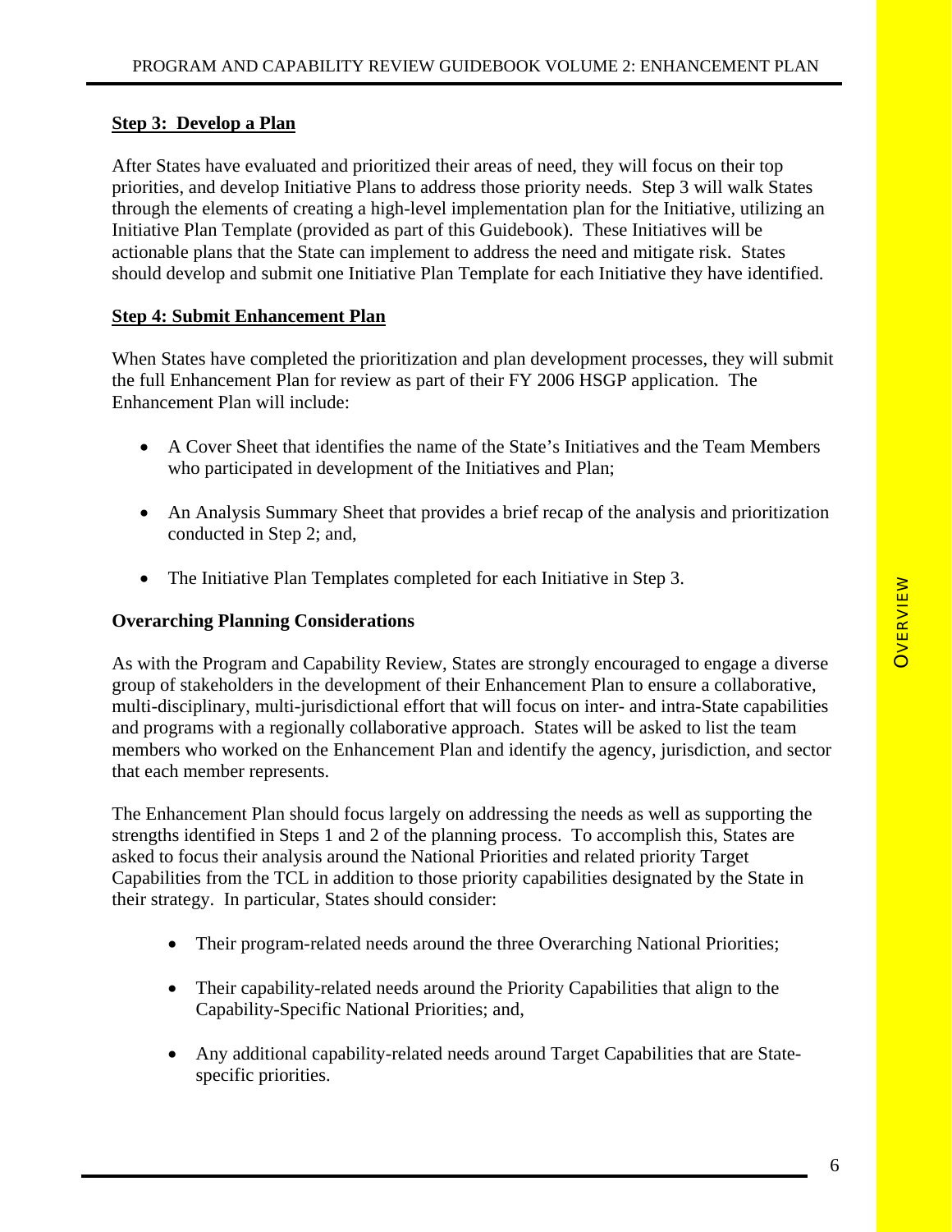### Step 3: Develop a Plan

After States have evaluated and prioritized their areas of need, they will focus on their top priorities, and develop Initiative Plans to address those priority needs. Step 3 will walk States through the elements of creating a high-level implementation plan for the Initiative, utilizing an Initiative Plan Template (provided as part of this Guidebook). These Initiatives will be actionable plans that the State can implement to address the need and mitigate risk. States should develop and submit one Initiative Plan Template for each Initiative they have identified.

### Step 4: Submit Enhancement Plan

When States have completed the prioritization and plan development processes, they will submit the full Enhancement Plan for review as part of their FY 2006 HSGP application. The Enhancement Plan will include:

- A Cover Sheet that identifies the name of the State's Initiatives and the Team Members who participated in development of the Initiatives and Plan;
- An Analysis Summary Sheet that provides a brief recap of the analysis and prioritization conducted in Step 2; and,
- The Initiative Plan Templates completed for each Initiative in Step 3.

### Overarching Planning Considerations

As with the Program and Capability Review, States are strongly encouraged to engage a diverse group of stakeholders in the development of their Enhancement Plan to ensure a collaborative, multi-disciplinary, multi-jurisdictional effort that will focus on inter- and intra-State capabilities and programs with a regionally collaborative approach. States will be asked to list the team members who worked on the Enhancement Plan and identify the agency, jurisdiction, and sector that each member represents.

The Enhancement Plan should focus largely on addressing the needs as well as supporting the strengths identified in Steps 1 and 2 of the planning process. To accomplish this, States are asked to focus their analysis around the National Priorities and related priority Target Capabilities from the TCL in addition to those priority capabilities designated by the State in their strategy. In particular, States should consider:

- Their program-related needs around the three Overarching National Priorities;
- Their capability-related needs around the Priority Capabilities that align to the Capability-Specific National Priorities; and,
- Any additional capability-related needs around Target Capabilities that are State-specific priorities.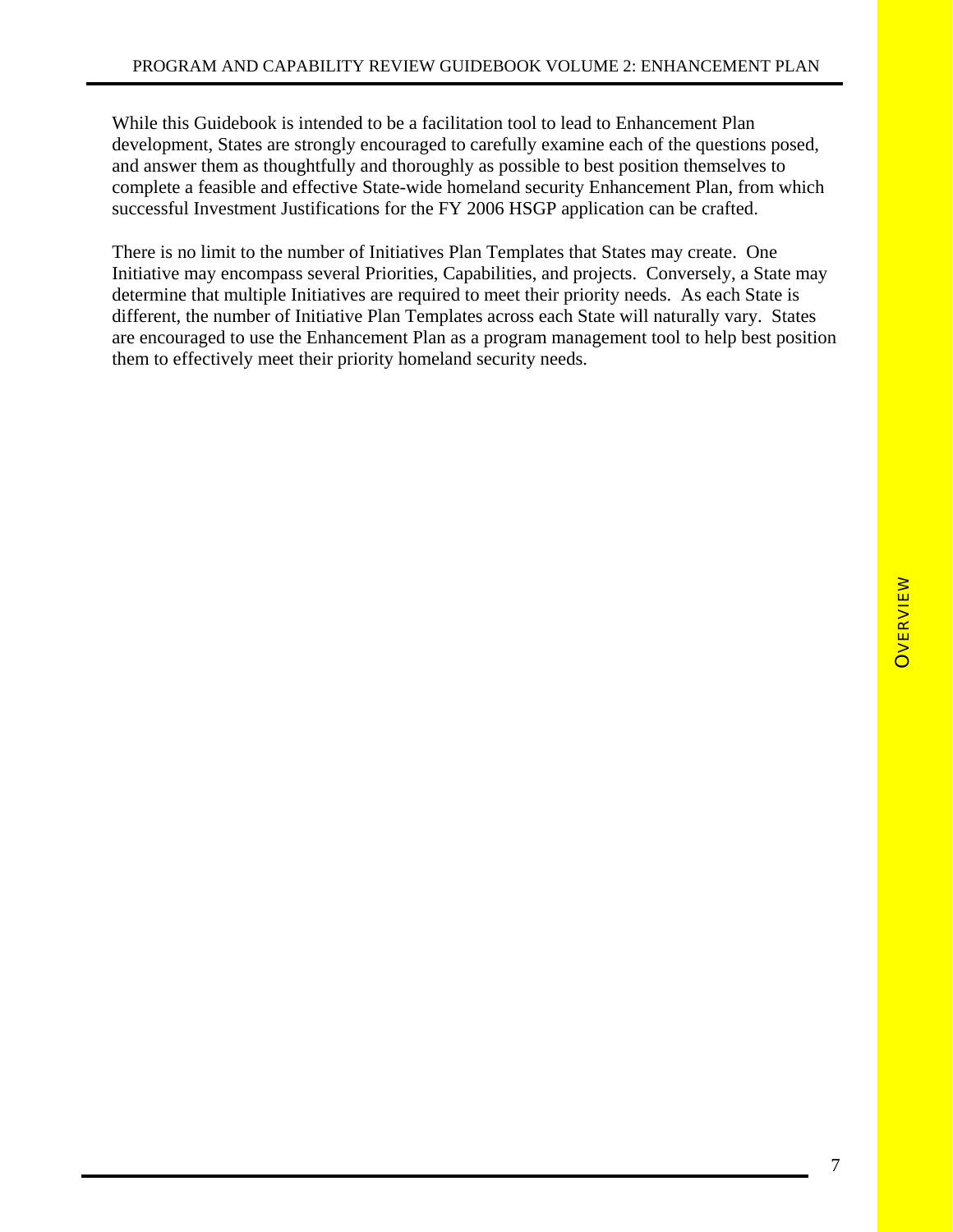While this Guidebook is intended to be a facilitation tool to lead to Enhancement Plan development, States are strongly encouraged to carefully examine each of the questions posed, and answer them as thoughtfully and thoroughly as possible to best position themselves to complete a feasible and effective State-wide homeland security Enhancement Plan, from which successful Investment Justifications for the FY 2006 HSGP application can be crafted.

There is no limit to the number of Initiatives Plan Templates that States may create. One Initiative may encompass several Priorities, Capabilities, and projects. Conversely, a State may determine that multiple Initiatives are required to meet their priority needs. As each State is different, the number of Initiative Plan Templates across each State will naturally vary. States are encouraged to use the Enhancement Plan as a program management tool to help best position them to effectively meet their priority homeland security needs.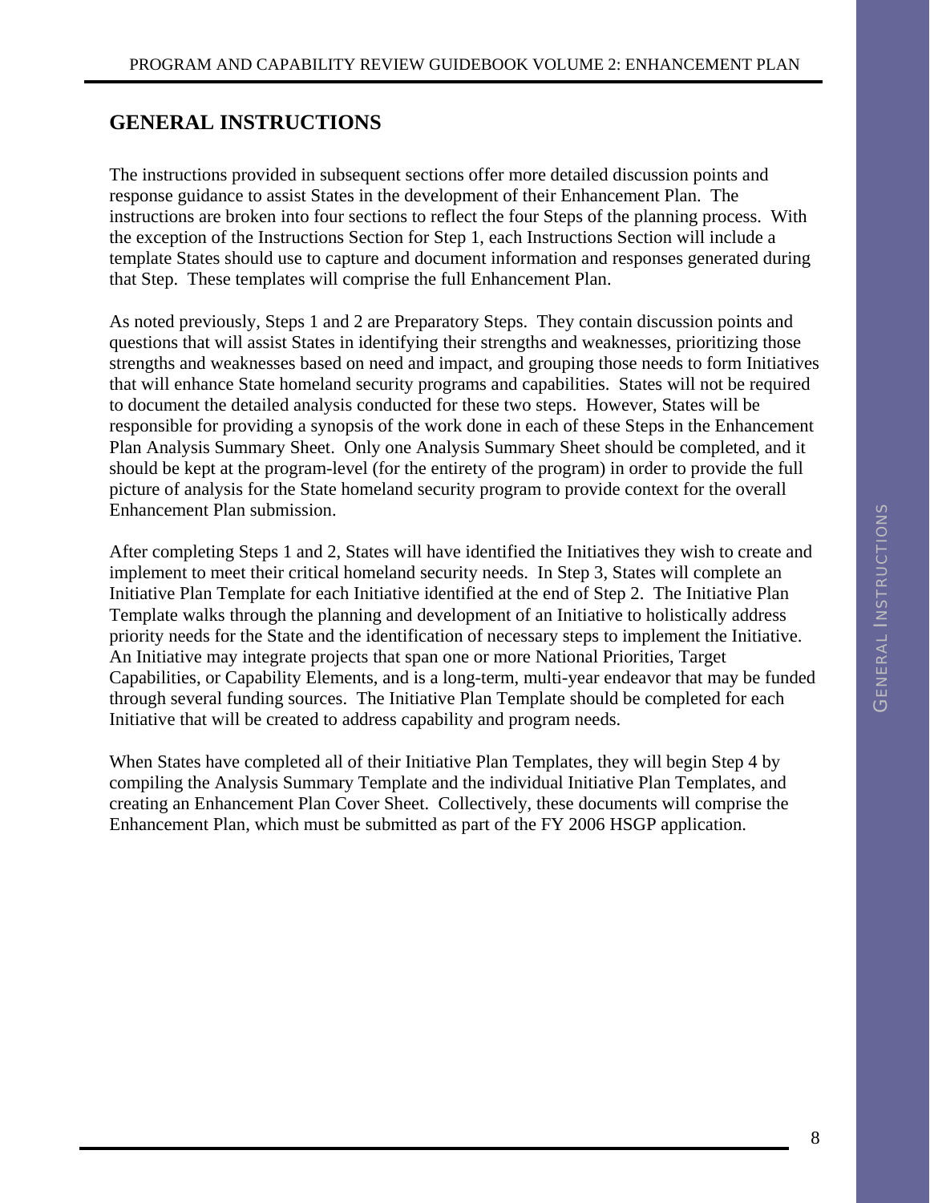## GENERAL INSTRUCTIONS

The instructions provided in subsequent sections offer more detailed discussion points and response guidance to assist States in the development of their Enhancement Plan. The instructions are broken into four sections to reflect the four Steps of the planning process. With the exception of the Instructions Section for Step 1, each Instructions Section will include a template States should use to capture and document information and responses generated during that Step. These templates will comprise the full Enhancement Plan.

As noted previously, Steps 1 and 2 are Preparatory Steps. They contain discussion points and questions that will assist States in identifying their strengths and weaknesses, prioritizing those strengths and weaknesses based on need and impact, and grouping those needs to form Initiatives that will enhance State homeland security programs and capabilities. States will not be required to document the detailed analysis conducted for these two steps. However, States will be responsible for providing a synopsis of the work done in each of these Steps in the Enhancement Plan Analysis Summary Sheet. Only one Analysis Summary Sheet should be completed, and it should be kept at the program-level (for the entirety of the program) in order to provide the full picture of analysis for the State homeland security program to provide context for the overall Enhancement Plan submission.

After completing Steps 1 and 2, States will have identified the Initiatives they wish to create and implement to meet their critical homeland security needs. In Step 3, States will complete an Initiative Plan Template for each Initiative identified at the end of Step 2. The Initiative Plan Template walks through the planning and development of an Initiative to holistically address priority needs for the State and the identification of necessary steps to implement the Initiative. An Initiative may integrate projects that span one or more National Priorities, Target Capabilities, or Capability Elements, and is a long-term, multi-year endeavor that may be funded through several funding sources. The Initiative Plan Template should be completed for each Initiative that will be created to address capability and program needs.

When States have completed all of their Initiative Plan Templates, they will begin Step 4 by compiling the Analysis Summary Template and the individual Initiative Plan Templates, and creating an Enhancement Plan Cover Sheet. Collectively, these documents will comprise the Enhancement Plan, which must be submitted as part of the FY 2006 HSGP application.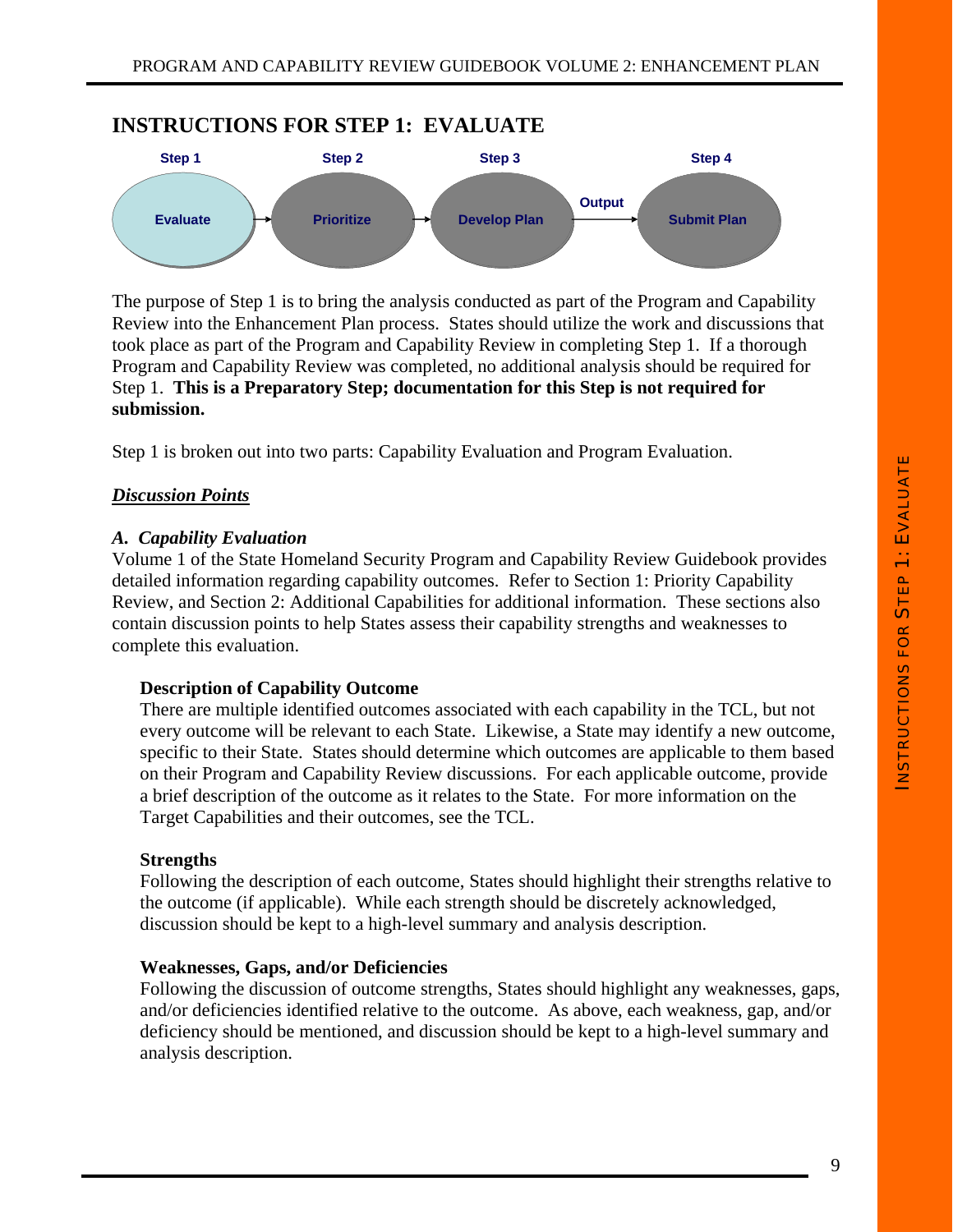# INSTRUCTIONS FOR STEP 1: EVALUATE

Step 1 → Evaluate → Step 2 → Prioritize → Step 3 → Develop Plan → Output → Step 4 → Submit Plan

The purpose of Step 1 is to bring the analysis conducted as part of the Program and Capability Review into the Enhancement Plan process. States should utilize the work and discussions that took place as part of the Program and Capability Review in completing Step 1. If a thorough Program and Capability Review was completed, no additional analysis should be required for Step 1. **This is a Preparatory Step; documentation for this Step is not required for submission.**

Step 1 is broken out into two parts: Capability Evaluation and Program Evaluation.

***Discussion Points***

***A. Capability Evaluation***

Volume 1 of the State Homeland Security Program and Capability Review Guidebook provides detailed information regarding capability outcomes. Refer to Section 1: Priority Capability Review, and Section 2: Additional Capabilities for additional information. These sections also contain discussion points to help States assess their capability strengths and weaknesses to complete this evaluation.

**Description of Capability Outcome**

There are multiple identified outcomes associated with each capability in the TCL, but not every outcome will be relevant to each State. Likewise, a State may identify a new outcome, specific to their State. States should determine which outcomes are applicable to them based on their Program and Capability Review discussions. For each applicable outcome, provide a brief description of the outcome as it relates to the State. For more information on the Target Capabilities and their outcomes, see the TCL.

**Strengths**

Following the description of each outcome, States should highlight their strengths relative to the outcome (if applicable). While each strength should be discretely acknowledged, discussion should be kept to a high-level summary and analysis description.

**Weaknesses, Gaps, and/or Deficiencies**

Following the discussion of outcome strengths, States should highlight any weaknesses, gaps, and/or deficiencies identified relative to the outcome. As above, each weakness, gap, and/or deficiency should be mentioned, and discussion should be kept to a high-level summary and analysis description.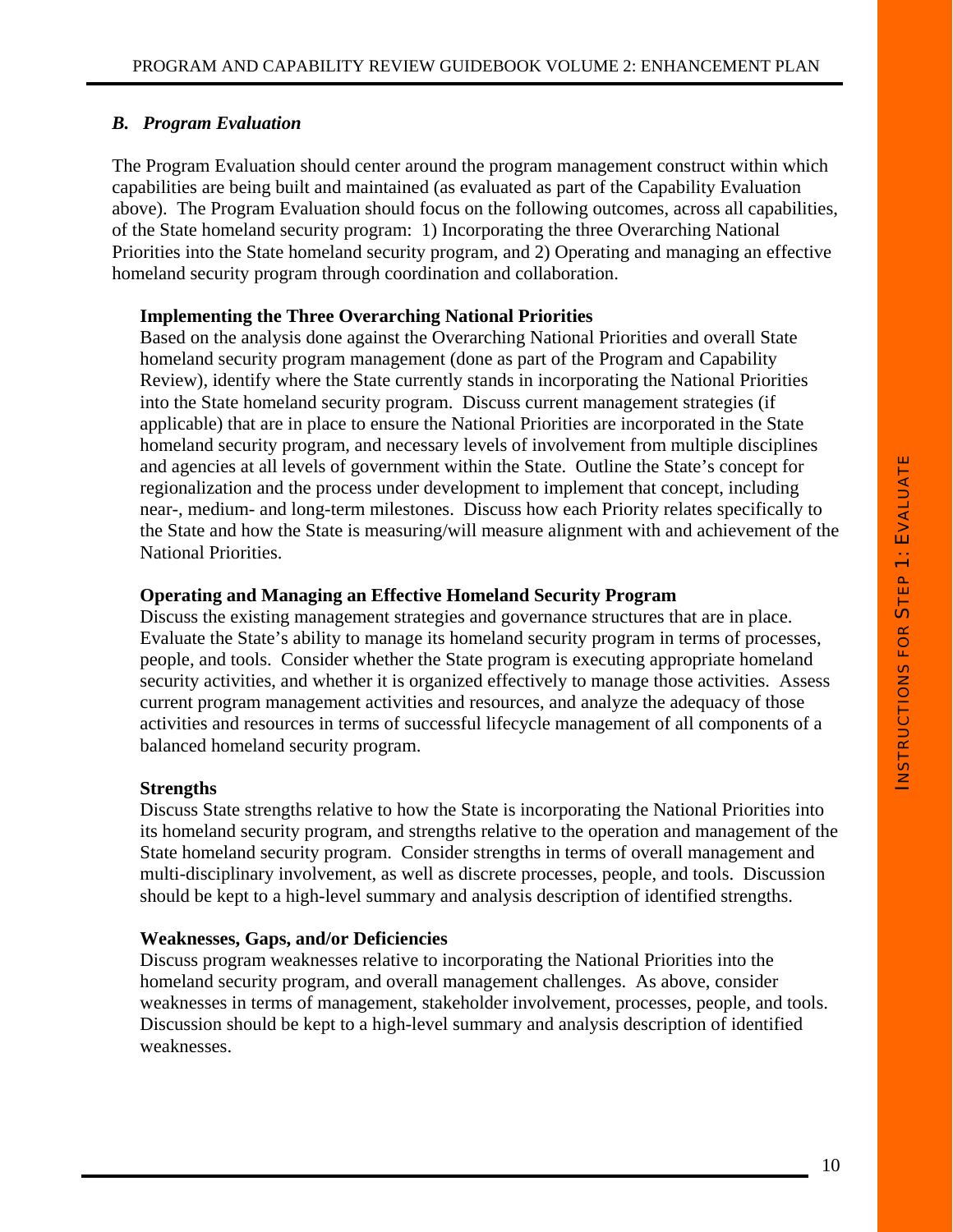### *B. Program Evaluation*

The Program Evaluation should center around the program management construct within which capabilities are being built and maintained (as evaluated as part of the Capability Evaluation above). The Program Evaluation should focus on the following outcomes, across all capabilities, of the State homeland security program: 1) Incorporating the three Overarching National Priorities into the State homeland security program, and 2) Operating and managing an effective homeland security program through coordination and collaboration.

**Implementing the Three Overarching National Priorities**

Based on the analysis done against the Overarching National Priorities and overall State homeland security program management (done as part of the Program and Capability Review), identify where the State currently stands in incorporating the National Priorities into the State homeland security program. Discuss current management strategies (if applicable) that are in place to ensure the National Priorities are incorporated in the State homeland security program, and necessary levels of involvement from multiple disciplines and agencies at all levels of government within the State. Outline the State's concept for regionalization and the process under development to implement that concept, including near-, medium- and long-term milestones. Discuss how each Priority relates specifically to the State and how the State is measuring/will measure alignment with and achievement of the National Priorities.

**Operating and Managing an Effective Homeland Security Program**

Discuss the existing management strategies and governance structures that are in place. Evaluate the State's ability to manage its homeland security program in terms of processes, people, and tools. Consider whether the State program is executing appropriate homeland security activities, and whether it is organized effectively to manage those activities. Assess current program management activities and resources, and analyze the adequacy of those activities and resources in terms of successful lifecycle management of all components of a balanced homeland security program.

**Strengths**

Discuss State strengths relative to how the State is incorporating the National Priorities into its homeland security program, and strengths relative to the operation and management of the State homeland security program. Consider strengths in terms of overall management and multi-disciplinary involvement, as well as discrete processes, people, and tools. Discussion should be kept to a high-level summary and analysis description of identified strengths.

**Weaknesses, Gaps, and/or Deficiencies**

Discuss program weaknesses relative to incorporating the National Priorities into the homeland security program, and overall management challenges. As above, consider weaknesses in terms of management, stakeholder involvement, processes, people, and tools. Discussion should be kept to a high-level summary and analysis description of identified weaknesses.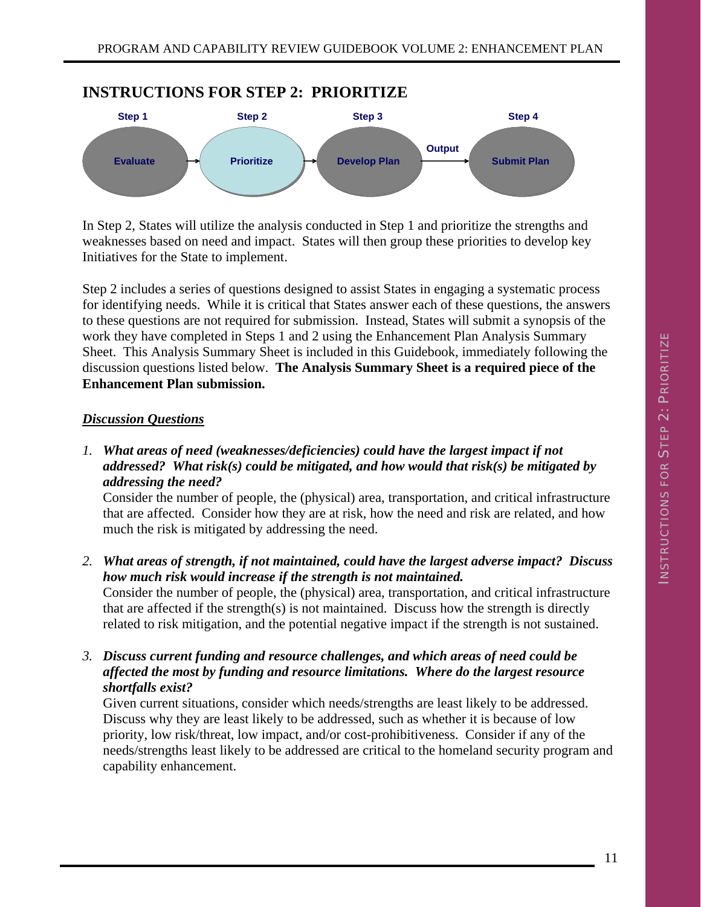# INSTRUCTIONS FOR STEP 2: PRIORITIZE

Step 1 — Evaluate → Step 2 — Prioritize → Step 3 — Develop Plan → Output → Step 4 — Submit Plan

In Step 2, States will utilize the analysis conducted in Step 1 and prioritize the strengths and weaknesses based on need and impact. States will then group these priorities to develop key Initiatives for the State to implement.

Step 2 includes a series of questions designed to assist States in engaging a systematic process for identifying needs. While it is critical that States answer each of these questions, the answers to these questions are not required for submission. Instead, States will submit a synopsis of the work they have completed in Steps 1 and 2 using the Enhancement Plan Analysis Summary Sheet. This Analysis Summary Sheet is included in this Guidebook, immediately following the discussion questions listed below. **The Analysis Summary Sheet is a required piece of the Enhancement Plan submission.**

***Discussion Questions***

1. ***What areas of need (weaknesses/deficiencies) could have the largest impact if not addressed? What risk(s) could be mitigated, and how would that risk(s) be mitigated by addressing the need?***
   Consider the number of people, the (physical) area, transportation, and critical infrastructure that are affected. Consider how they are at risk, how the need and risk are related, and how much the risk is mitigated by addressing the need.

2. ***What areas of strength, if not maintained, could have the largest adverse impact? Discuss how much risk would increase if the strength is not maintained.***
   Consider the number of people, the (physical) area, transportation, and critical infrastructure that are affected if the strength(s) is not maintained. Discuss how the strength is directly related to risk mitigation, and the potential negative impact if the strength is not sustained.

3. ***Discuss current funding and resource challenges, and which areas of need could be affected the most by funding and resource limitations. Where do the largest resource shortfalls exist?***
   Given current situations, consider which needs/strengths are least likely to be addressed. Discuss why they are least likely to be addressed, such as whether it is because of low priority, low risk/threat, low impact, and/or cost-prohibitiveness. Consider if any of the needs/strengths least likely to be addressed are critical to the homeland security program and capability enhancement.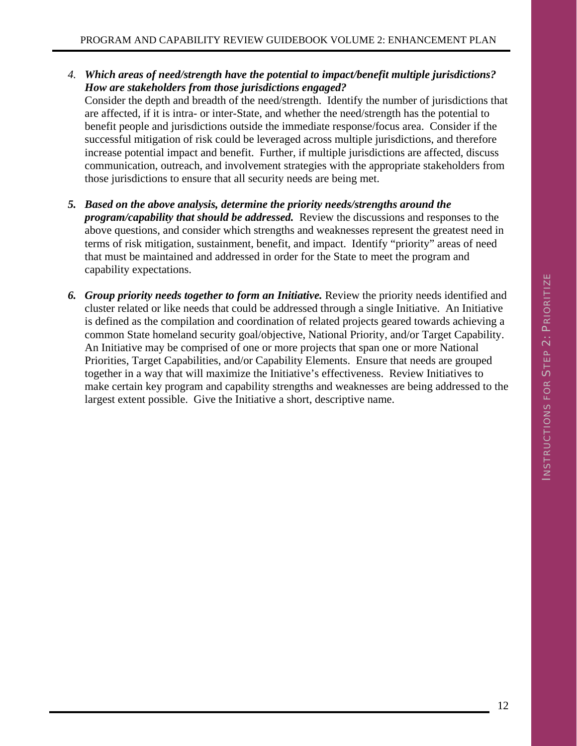4. ***Which areas of need/strength have the potential to impact/benefit multiple jurisdictions? How are stakeholders from those jurisdictions engaged?*** Consider the depth and breadth of the need/strength. Identify the number of jurisdictions that are affected, if it is intra- or inter-State, and whether the need/strength has the potential to benefit people and jurisdictions outside the immediate response/focus area. Consider if the successful mitigation of risk could be leveraged across multiple jurisdictions, and therefore increase potential impact and benefit. Further, if multiple jurisdictions are affected, discuss communication, outreach, and involvement strategies with the appropriate stakeholders from those jurisdictions to ensure that all security needs are being met.

5. ***Based on the above analysis, determine the priority needs/strengths around the program/capability that should be addressed.*** Review the discussions and responses to the above questions, and consider which strengths and weaknesses represent the greatest need in terms of risk mitigation, sustainment, benefit, and impact. Identify "priority" areas of need that must be maintained and addressed in order for the State to meet the program and capability expectations.

6. ***Group priority needs together to form an Initiative.*** Review the priority needs identified and cluster related or like needs that could be addressed through a single Initiative. An Initiative is defined as the compilation and coordination of related projects geared towards achieving a common State homeland security goal/objective, National Priority, and/or Target Capability. An Initiative may be comprised of one or more projects that span one or more National Priorities, Target Capabilities, and/or Capability Elements. Ensure that needs are grouped together in a way that will maximize the Initiative's effectiveness. Review Initiatives to make certain key program and capability strengths and weaknesses are being addressed to the largest extent possible. Give the Initiative a short, descriptive name.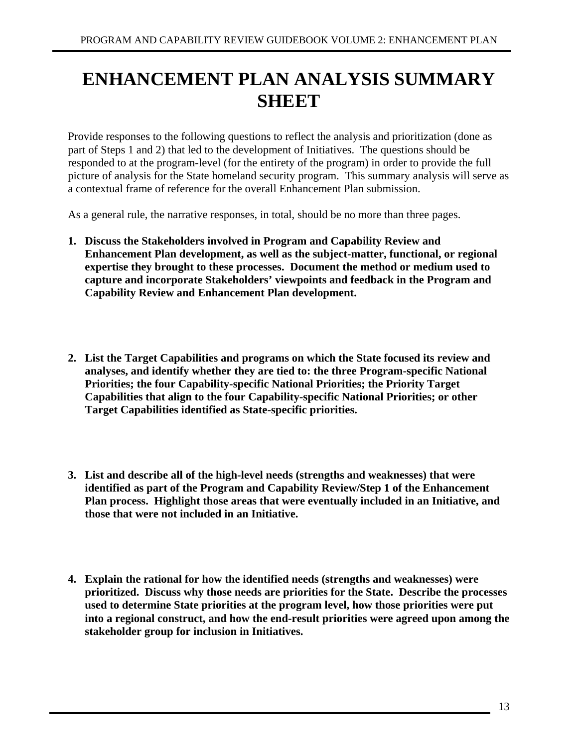# ENHANCEMENT PLAN ANALYSIS SUMMARY SHEET

Provide responses to the following questions to reflect the analysis and prioritization (done as part of Steps 1 and 2) that led to the development of Initiatives. The questions should be responded to at the program-level (for the entirety of the program) in order to provide the full picture of analysis for the State homeland security program. This summary analysis will serve as a contextual frame of reference for the overall Enhancement Plan submission.

As a general rule, the narrative responses, in total, should be no more than three pages.

1. **Discuss the Stakeholders involved in Program and Capability Review and Enhancement Plan development, as well as the subject-matter, functional, or regional expertise they brought to these processes. Document the method or medium used to capture and incorporate Stakeholders' viewpoints and feedback in the Program and Capability Review and Enhancement Plan development.**

2. **List the Target Capabilities and programs on which the State focused its review and analyses, and identify whether they are tied to: the three Program-specific National Priorities; the four Capability-specific National Priorities; the Priority Target Capabilities that align to the four Capability-specific National Priorities; or other Target Capabilities identified as State-specific priorities.**

3. **List and describe all of the high-level needs (strengths and weaknesses) that were identified as part of the Program and Capability Review/Step 1 of the Enhancement Plan process. Highlight those areas that were eventually included in an Initiative, and those that were not included in an Initiative.**

4. **Explain the rational for how the identified needs (strengths and weaknesses) were prioritized. Discuss why those needs are priorities for the State. Describe the processes used to determine State priorities at the program level, how those priorities were put into a regional construct, and how the end-result priorities were agreed upon among the stakeholder group for inclusion in Initiatives.**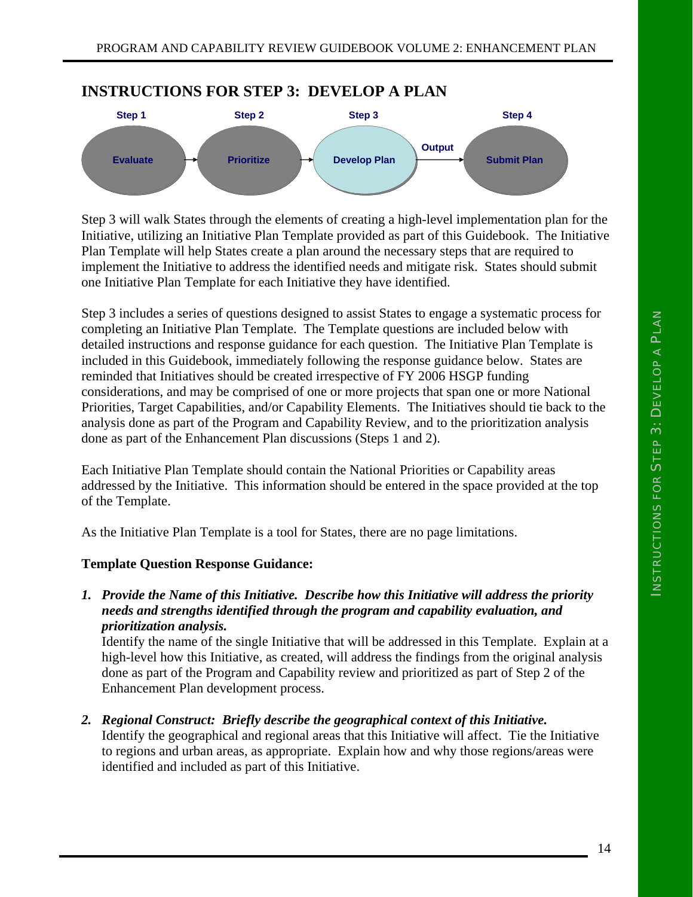# INSTRUCTIONS FOR STEP 3: DEVELOP A PLAN

Step 1 Evaluate → Step 2 Prioritize → Step 3 Develop Plan → Output → Step 4 Submit Plan

Step 3 will walk States through the elements of creating a high-level implementation plan for the Initiative, utilizing an Initiative Plan Template provided as part of this Guidebook. The Initiative Plan Template will help States create a plan around the necessary steps that are required to implement the Initiative to address the identified needs and mitigate risk. States should submit one Initiative Plan Template for each Initiative they have identified.

Step 3 includes a series of questions designed to assist States to engage a systematic process for completing an Initiative Plan Template. The Template questions are included below with detailed instructions and response guidance for each question. The Initiative Plan Template is included in this Guidebook, immediately following the response guidance below. States are reminded that Initiatives should be created irrespective of FY 2006 HSGP funding considerations, and may be comprised of one or more projects that span one or more National Priorities, Target Capabilities, and/or Capability Elements. The Initiatives should tie back to the analysis done as part of the Program and Capability Review, and to the prioritization analysis done as part of the Enhancement Plan discussions (Steps 1 and 2).

Each Initiative Plan Template should contain the National Priorities or Capability areas addressed by the Initiative. This information should be entered in the space provided at the top of the Template.

As the Initiative Plan Template is a tool for States, there are no page limitations.

**Template Question Response Guidance:**

1. ***Provide the Name of this Initiative. Describe how this Initiative will address the priority needs and strengths identified through the program and capability evaluation, and prioritization analysis.***
   Identify the name of the single Initiative that will be addressed in this Template. Explain at a high-level how this Initiative, as created, will address the findings from the original analysis done as part of the Program and Capability review and prioritized as part of Step 2 of the Enhancement Plan development process.

2. ***Regional Construct: Briefly describe the geographical context of this Initiative.***
   Identify the geographical and regional areas that this Initiative will affect. Tie the Initiative to regions and urban areas, as appropriate. Explain how and why those regions/areas were identified and included as part of this Initiative.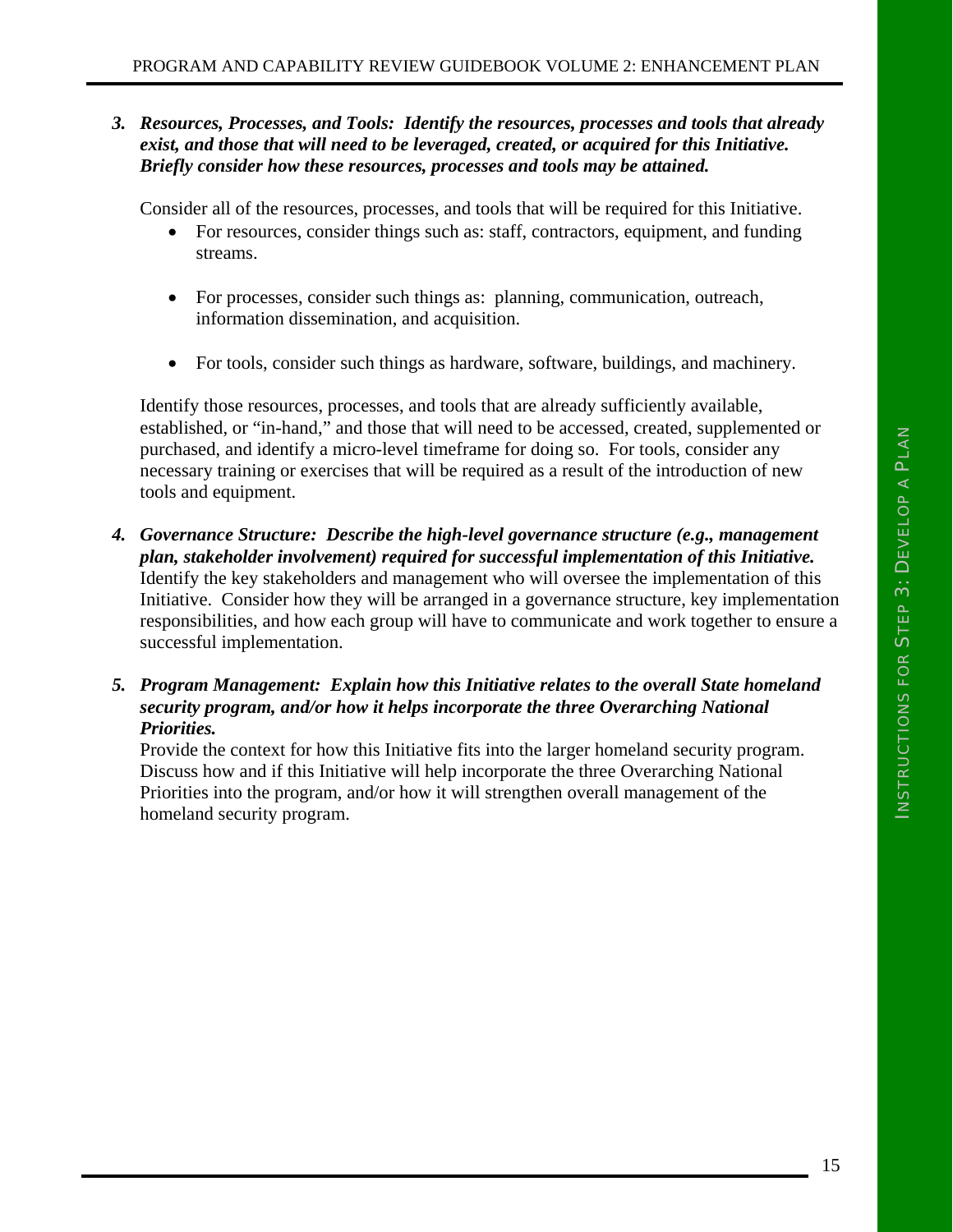3. ***Resources, Processes, and Tools: Identify the resources, processes and tools that already exist, and those that will need to be leveraged, created, or acquired for this Initiative. Briefly consider how these resources, processes and tools may be attained.***

   Consider all of the resources, processes, and tools that will be required for this Initiative.

   - For resources, consider things such as: staff, contractors, equipment, and funding streams.
   - For processes, consider such things as: planning, communication, outreach, information dissemination, and acquisition.
   - For tools, consider such things as hardware, software, buildings, and machinery.

   Identify those resources, processes, and tools that are already sufficiently available, established, or "in-hand," and those that will need to be accessed, created, supplemented or purchased, and identify a micro-level timeframe for doing so. For tools, consider any necessary training or exercises that will be required as a result of the introduction of new tools and equipment.

4. ***Governance Structure: Describe the high-level governance structure (e.g., management plan, stakeholder involvement) required for successful implementation of this Initiative.*** Identify the key stakeholders and management who will oversee the implementation of this Initiative. Consider how they will be arranged in a governance structure, key implementation responsibilities, and how each group will have to communicate and work together to ensure a successful implementation.

5. ***Program Management: Explain how this Initiative relates to the overall State homeland security program, and/or how it helps incorporate the three Overarching National Priorities.***

   Provide the context for how this Initiative fits into the larger homeland security program. Discuss how and if this Initiative will help incorporate the three Overarching National Priorities into the program, and/or how it will strengthen overall management of the homeland security program.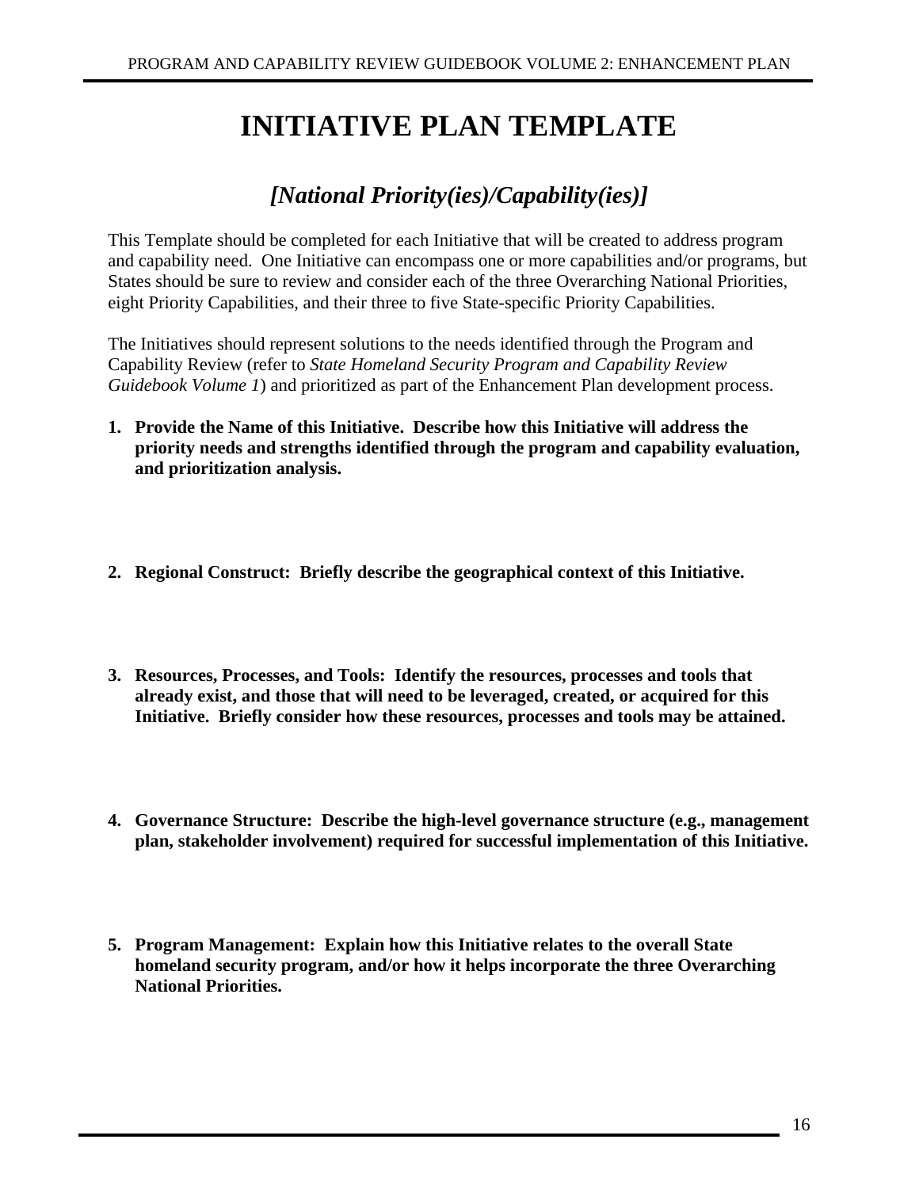# INITIATIVE PLAN TEMPLATE

## *[National Priority(ies)/Capability(ies)]*

This Template should be completed for each Initiative that will be created to address program and capability need. One Initiative can encompass one or more capabilities and/or programs, but States should be sure to review and consider each of the three Overarching National Priorities, eight Priority Capabilities, and their three to five State-specific Priority Capabilities.

The Initiatives should represent solutions to the needs identified through the Program and Capability Review (refer to *State Homeland Security Program and Capability Review Guidebook Volume 1*) and prioritized as part of the Enhancement Plan development process.

1. **Provide the Name of this Initiative. Describe how this Initiative will address the priority needs and strengths identified through the program and capability evaluation, and prioritization analysis.**

2. **Regional Construct: Briefly describe the geographical context of this Initiative.**

3. **Resources, Processes, and Tools: Identify the resources, processes and tools that already exist, and those that will need to be leveraged, created, or acquired for this Initiative. Briefly consider how these resources, processes and tools may be attained.**

4. **Governance Structure: Describe the high-level governance structure (e.g., management plan, stakeholder involvement) required for successful implementation of this Initiative.**

5. **Program Management: Explain how this Initiative relates to the overall State homeland security program, and/or how it helps incorporate the three Overarching National Priorities.**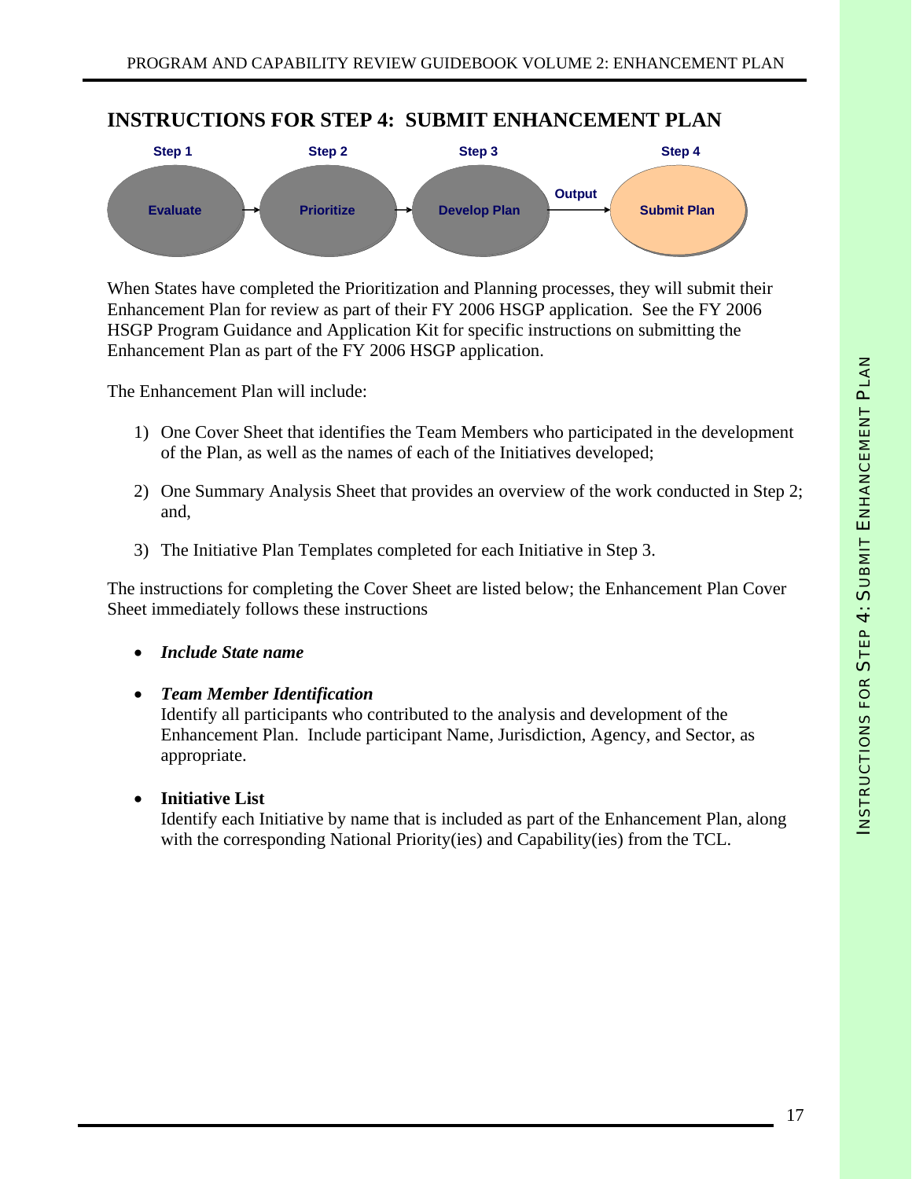## INSTRUCTIONS FOR STEP 4: SUBMIT ENHANCEMENT PLAN

Step 1 — Evaluate → Step 2 — Prioritize → Step 3 — Develop Plan → Output → Step 4 — Submit Plan

When States have completed the Prioritization and Planning processes, they will submit their Enhancement Plan for review as part of their FY 2006 HSGP application. See the FY 2006 HSGP Program Guidance and Application Kit for specific instructions on submitting the Enhancement Plan as part of the FY 2006 HSGP application.

The Enhancement Plan will include:

1) One Cover Sheet that identifies the Team Members who participated in the development of the Plan, as well as the names of each of the Initiatives developed;

2) One Summary Analysis Sheet that provides an overview of the work conducted in Step 2; and,

3) The Initiative Plan Templates completed for each Initiative in Step 3.

The instructions for completing the Cover Sheet are listed below; the Enhancement Plan Cover Sheet immediately follows these instructions

- ***Include State name***

- ***Team Member Identification***
  Identify all participants who contributed to the analysis and development of the Enhancement Plan. Include participant Name, Jurisdiction, Agency, and Sector, as appropriate.

- **Initiative List**
  Identify each Initiative by name that is included as part of the Enhancement Plan, along with the corresponding National Priority(ies) and Capability(ies) from the TCL.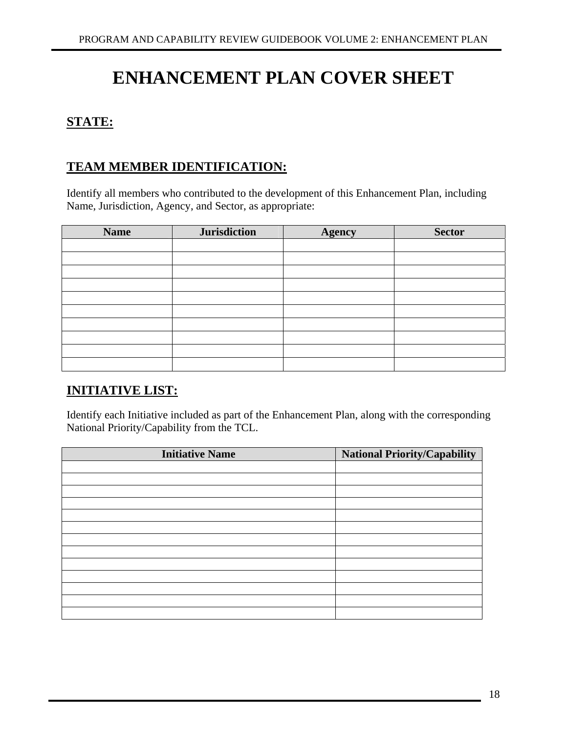# ENHANCEMENT PLAN COVER SHEET

## STATE:

## TEAM MEMBER IDENTIFICATION:

Identify all members who contributed to the development of this Enhancement Plan, including Name, Jurisdiction, Agency, and Sector, as appropriate:

| Name | Jurisdiction | Agency | Sector |
|---|---|---|---|
| | | | |
| | | | |
| | | | |
| | | | |
| | | | |
| | | | |
| | | | |
| | | | |
| | | | |
| | | | |

## INITIATIVE LIST:

Identify each Initiative included as part of the Enhancement Plan, along with the corresponding National Priority/Capability from the TCL.

| Initiative Name | National Priority/Capability |
|---|---|
| | |
| | |
| | |
| | |
| | |
| | |
| | |
| | |
| | |
| | |
| | |
| | |
| | |